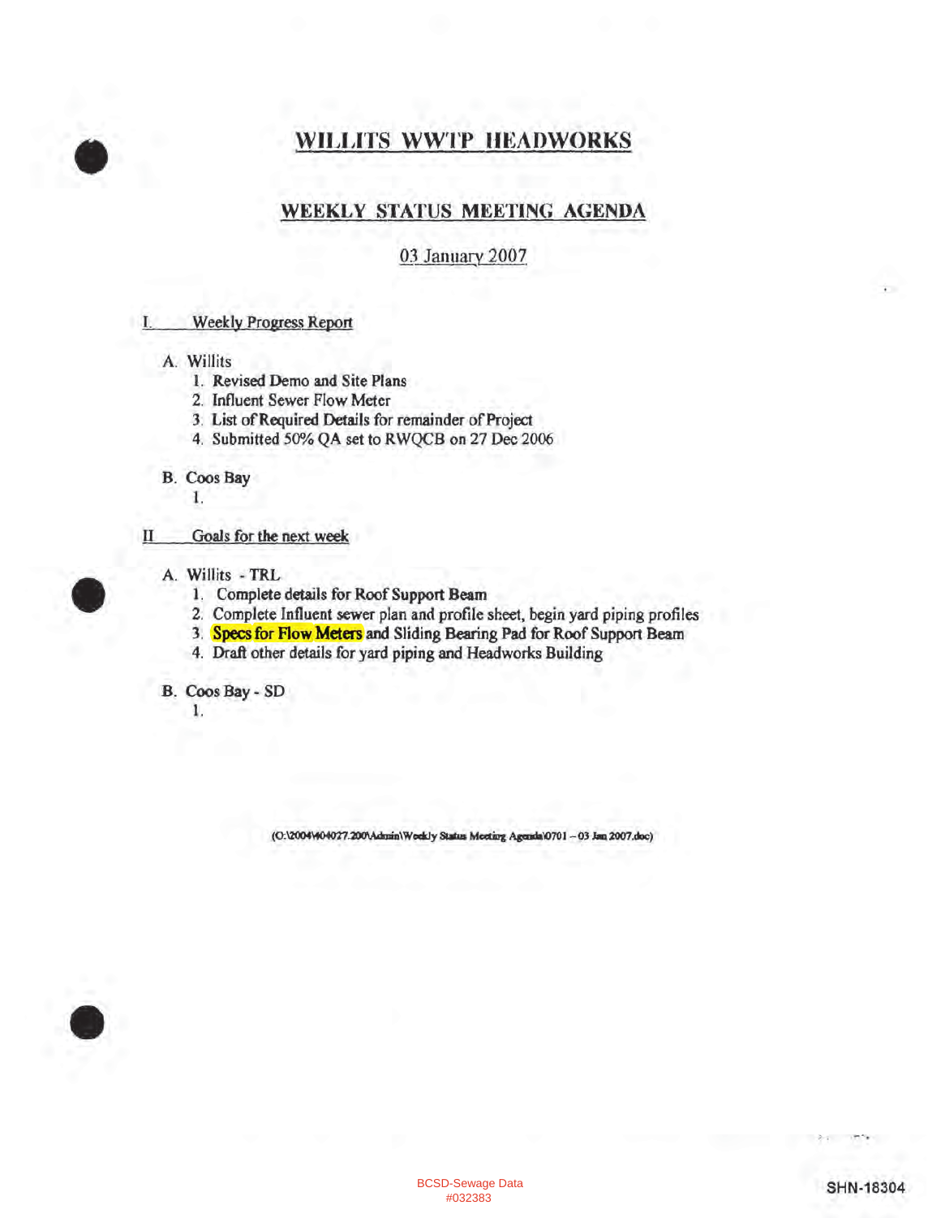# WILLITS WWTP HEADWORKS

## WEEKLY STATUS MEETING AGENDA

03 January 2007

I. Weekly Progress Report

A. Willits
1. Revised Demo and Site Plans
2. Influent Sewer Flow Meter
3. List of Required Details for remainder of Project
4. Submitted 50% QA set to RWQCB on 27 Dec 2006

B. Coos Bay
1.

II Goals for the next week

A. Willits - TRL
1. Complete details for Roof Support Beam
2. Complete Influent sewer plan and profile sheet, begin yard piping profiles
3. Specs for Flow Meters and Sliding Bearing Pad for Roof Support Beam
4. Draft other details for yard piping and Headworks Building

B. Coos Bay - SD
1.

(O:\2004\404027.200\Admin\Weekly Status Meeting Agenda\0701 – 03 Jan 2007.doc)

BCSD-Sewage Data
#032383

SHN-18304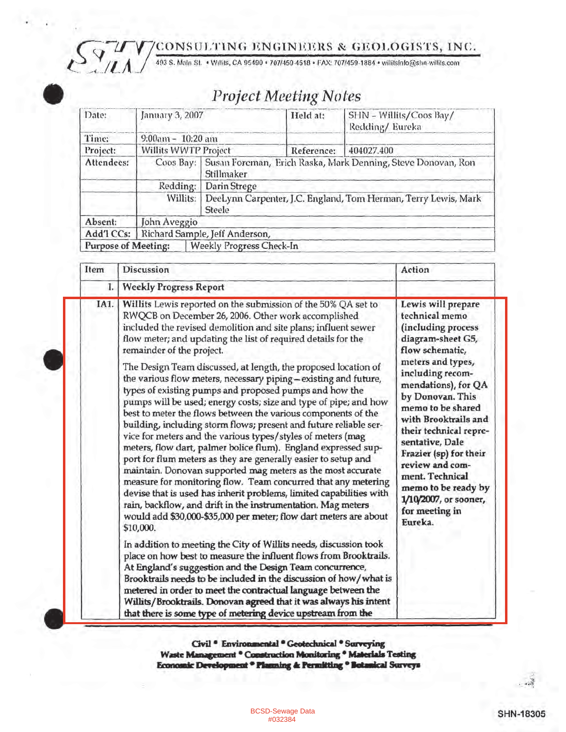CONSULTING ENGINEERS & GEOLOGISTS, INC.

493 S. Main St. • Willits, CA 95490 • 707/459-4518 • FAX: 707/459-1884 • willitsinfo@shn-willits.com

# Project Meeting Notes

| Date: | January 3, 2007 | | Held at: | SHN – Willits/Coos Bay/ Redding/ Eureka |
|---|---|---|---|---|
| Time: | 9:00am – 10:20 am | | | |
| Project: | Willits WWTP Project | | Reference: | 404027.400 |
| Attendees: | Coos Bay: | Susan Foreman, Erich Raska, Mark Denning, Steve Donovan, Ron Stillmaker | | |
| | Redding: | Darin Strege | | |
| | Willits: | DeeLynn Carpenter, J.C. England, Tom Herman, Terry Lewis, Mark Steele | | |
| Absent: | John Aveggio | | | |
| Add'l CCs: | Richard Sample, Jeff Anderson, | | | |
| Purpose of Meeting: | Weekly Progress Check-In | | | |

| Item | Discussion | Action |
|---|---|---|
| I. | **Weekly Progress Report** | |
| IA1. | Willits Lewis reported on the submission of the 50% QA set to RWQCB on December 26, 2006. Other work accomplished included the revised demolition and site plans; influent sewer flow meter; and updating the list of required details for the remainder of the project.<br><br>The Design Team discussed, at length, the proposed location of the various flow meters, necessary piping – existing and future, types of existing pumps and proposed pumps and how the pumps will be used; energy costs; size and type of pipe; and how best to meter the flows between the various components of the building, including storm flows; present and future reliable service for meters and the various types/styles of meters (mag meters, flow dart, palmer bolice flum). England expressed support for flum meters as they are generally easier to setup and maintain. Donovan supported mag meters as the most accurate measure for monitoring flow. Team concurred that any metering devise that is used has inherit problems, limited capabilities with rain, backflow, and drift in the instrumentation. Mag meters would add $30,000-$35,000 per meter; flow dart meters are about $10,000.<br><br>In addition to meeting the City of Willits needs, discussion took place on how best to measure the influent flows from Brooktrails. At England's suggestion and the Design Team concurrence, Brooktrails needs to be included in the discussion of how/what is metered in order to meet the contractual language between the Willits/Brooktrails. Donovan agreed that it was always his intent that there is some type of metering device upstream from the | Lewis will prepare technical memo (including process diagram-sheet G5, flow schematic, meters and types, including recommendations), for QA by Donovan. This memo to be shared with Brooktrails and their technical representative, Dale Frazier (sp) for their review and comment. Technical memo to be ready by 1/10/2007, or sooner, for meeting in Eureka. |

Civil • Environmental • Geotechnical • Surveying
Waste Management • Construction Monitoring • Materials Testing
Economic Development • Planning & Permitting • Botanical Surveys

BCSD-Sewage Data
#032384

SHN-18305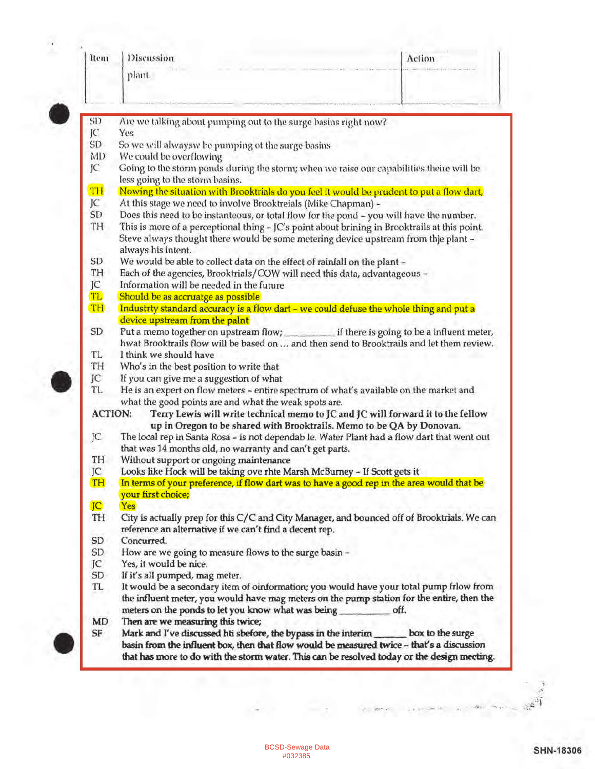| Item | Discussion | Action |
|---|---|---|
| | plant. | |

SD Are we talking about pumping out to the surge basins right now?
JC Yes
SD So we will alwaysw be pumping ot the surge basins
MD We could be overflowing
JC Going to the storm ponds during the storm; when we raise our capabilities theire will be less going to the storm basins.
TH Nowing the situation with Brooktrials do you feel it would be prudent to put a flow dart,
JC At this stage we need to involve Brooktreials (Mike Chapman) -
SD Does this need to be instanteous, or total flow for the pond – you will have the number.
TH This is more of a perceptional thing – JC's point about brining in Brooktrails at this point. Steve always thought there would be some metering device upstream from thje plant – always his intent.
SD We would be able to collect data on the effect of rainfall on the plant –
TH Each of the agencies, Brooktrials/COW will need this data, advantageous –
JC Information will be needed in the future
TL Should be as accruatge as possible
TH Industrty standard accuracy is a flow dart – we could defuse the whole thing and put a device upstream from the palnt
SD Put a memo together on upstream flow; __________ if there is going to be a influent meter, hwat Brooktrails flow will be based on ... and then send to Brooktrails and let them review.
TL I think we should have
TH Who's in the best position to write that
JC If you can give me a suggestion of what
TL He is an expert on flow meters – entire spectrum of what's available on the market and what the good points are and what the weak spots are.

**ACTION: Terry Lewis will write technical memo to JC and JC will forward it to the fellow up in Oregon to be shared with Brooktrails. Memo to be QA by Donovan.**

JC The local rep in Santa Rosa – is not dependab le. Water Plant had a flow dart that went out that was 14 months old, no warranty and can't get parts.
TH Without support or ongoing maintenance
JC Looks like Hock will be taking ove rhte Marsh McBurney – If Scott gets it
TH In terms of your preference, if flow dart was to have a good rep in the area would that be your first choice;
JC Yes
TH City is actually prep for this C/C and City Manager, and bounced off of Brooktrials. We can reference an alternative if we can't find a decent rep.
SD Concurred.
SD How are we going to measure flows to the surge basin –
JC Yes, it would be nice.
SD If it's all pumped, mag meter.
TL It would be a secondary item of oinformation; you would have your total pump frlow from the influent meter, you would have mag meters on the pump station for the entire, then the meters on the ponds to let you know what was being __________ off.
MD Then are we measuring this twice;
SF Mark and I've discussed hti sbefore, the bypass in the interim ______ box to the surge basin from the influent box, then that flow would be measured twice – that's a discussion that has more to do with the storm water. This can be resolved today or the design meeting.

BCSD-Sewage Data
#032385

SHN-18306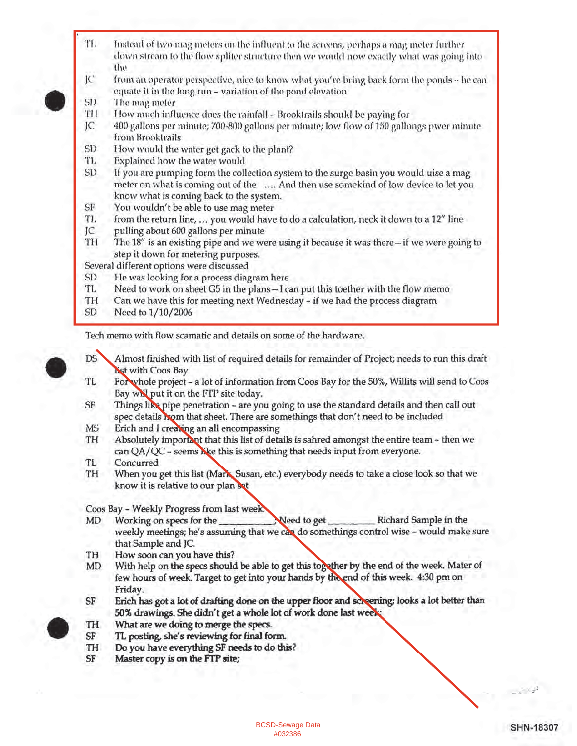TL Instead of two mag meters on the influent to the screens, perhaps a mag meter further down stream to the flow spliter structure then we would now exactly what was going into the

JC from an operator perspective, nice to know what you're bring back form the ponds – he can equate it in the long run – variation of the pond elevation

SD The mag meter

TH How much influence does the rainfall – Brooktrails should be paying for

JC 400 gallons per minute; 700-800 gallons per minute; low flow of 150 gallongs pwer minute from Brooktrails

SD How would the water get gack to the plant?

TL Explained how the water would

SD If you are pumping form the collection system to the surge basin you would uise a mag meter on what is coming out of the .... And then use somekind of low device to let you know what is coming back to the system.

SF You wouldn't be able to use mag meter

TL from the return line, ... you would have to do a calculation, neck it down to a 12" line

JC pulling about 600 gallons per minute

TH The 18" is an existing pipe and we were using it because it was there—if we were going to step it down for metering purposes.

Several different options were discussed

SD He was looking for a process diagram here

TL Need to work on sheet G5 in the plans—I can put this toether with the flow memo

TH Can we have this for meeting next Wednesday - if we had the process diagram

SD Need to 1/10/2006

Tech memo with flow scamatic and details on some of the hardware.

DS Almost finished with list of required details for remainder of Project; needs to run this draft list with Coos Bay

TL For whole project – a lot of information from Coos Bay for the 50%, Willits will send to Coos Bay will put it on the FTP site today.

SF Things like pipe penetration – are you going to use the standard details and then call out spec details from that sheet. There are somethings that don't need to be included

MS Erich and I creating an all encompassing

TH Absolutely important that this list of details is sahred amongst the entire team – then we can QA/QC – seems like this is something that needs input from everyone.

TL Concurred

TH When you get this list (Mark, Susan, etc.) everybody needs to take a close look so that we know it is relative to our plan set

Coos Bay – Weekly Progress from last week.

MD Working on specs for the ___________, Need to get _________ Richard Sample in the weekly meetings; he's assuming that we can do somethings control wise – would make sure that Sample and JC.

TH How soon can you have this?

MD With help on the specs should be able to get this together by the end of the week. Mater of few hours of week. Target to get into your hands by the end of this week. 4:30 pm on Friday.

SF **Erich has got a lot of drafting done on the upper floor and screening; looks a lot better than 50% drawings. She didn't get a whole lot of work done last week;**

TH **What are we doing to merge the specs.**

SF **TL posting, she's reviewing for final form.**

TH **Do you have everything SF needs to do this?**

SF **Master copy is on the FTP site;**

BCSD-Sewage Data
#032386

SHN-18307